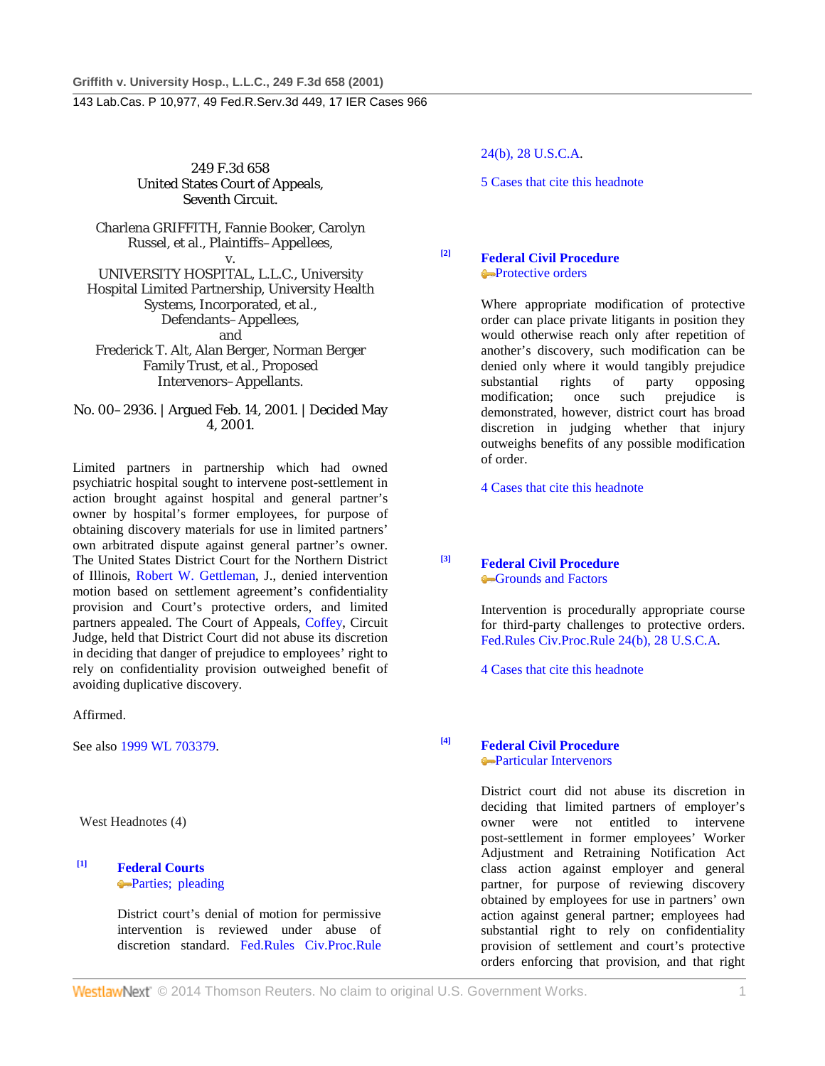249 F.3d 658
United States Court of Appeals,
Seventh Circuit.

Charlena GRIFFITH, Fannie Booker, Carolyn Russel, et al., Plaintiffs–Appellees,
v.
UNIVERSITY HOSPITAL, L.L.C., University Hospital Limited Partnership, University Health Systems, Incorporated, et al., Defendants–Appellees,
and
Frederick T. Alt, Alan Berger, Norman Berger Family Trust, et al., Proposed Intervenors–Appellants.

No. 00–2936. | Argued Feb. 14, 2001. | Decided May 4, 2001.

Limited partners in partnership which had owned psychiatric hospital sought to intervene post-settlement in action brought against hospital and general partner's owner by hospital's former employees, for purpose of obtaining discovery materials for use in limited partners' own arbitrated dispute against general partner's owner. The United States District Court for the Northern District of Illinois, Robert W. Gettleman, J., denied intervention motion based on settlement agreement's confidentiality provision and Court's protective orders, and limited partners appealed. The Court of Appeals, Coffey, Circuit Judge, held that District Court did not abuse its discretion in deciding that danger of prejudice to employees' right to rely on confidentiality provision outweighed benefit of avoiding duplicative discovery.

Affirmed.

See also 1999 WL 703379.

West Headnotes (4)

**[1] Federal Courts**
Parties; pleading

District court's denial of motion for permissive intervention is reviewed under abuse of discretion standard. Fed.Rules Civ.Proc.Rule 24(b), 28 U.S.C.A.

5 Cases that cite this headnote

**[2] Federal Civil Procedure**
Protective orders

Where appropriate modification of protective order can place private litigants in position they would otherwise reach only after repetition of another's discovery, such modification can be denied only where it would tangibly prejudice substantial rights of party opposing modification; once such prejudice is demonstrated, however, district court has broad discretion in judging whether that injury outweighs benefits of any possible modification of order.

4 Cases that cite this headnote

**[3] Federal Civil Procedure**
Grounds and Factors

Intervention is procedurally appropriate course for third-party challenges to protective orders. Fed.Rules Civ.Proc.Rule 24(b), 28 U.S.C.A.

4 Cases that cite this headnote

**[4] Federal Civil Procedure**
Particular Intervenors

District court did not abuse its discretion in deciding that limited partners of employer's owner were not entitled to intervene post-settlement in former employees' Worker Adjustment and Retraining Notification Act class action against employer and general partner, for purpose of reviewing discovery obtained by employees for use in partners' own action against general partner; employees had substantial right to rely on confidentiality provision of settlement and court's protective orders enforcing that provision, and that right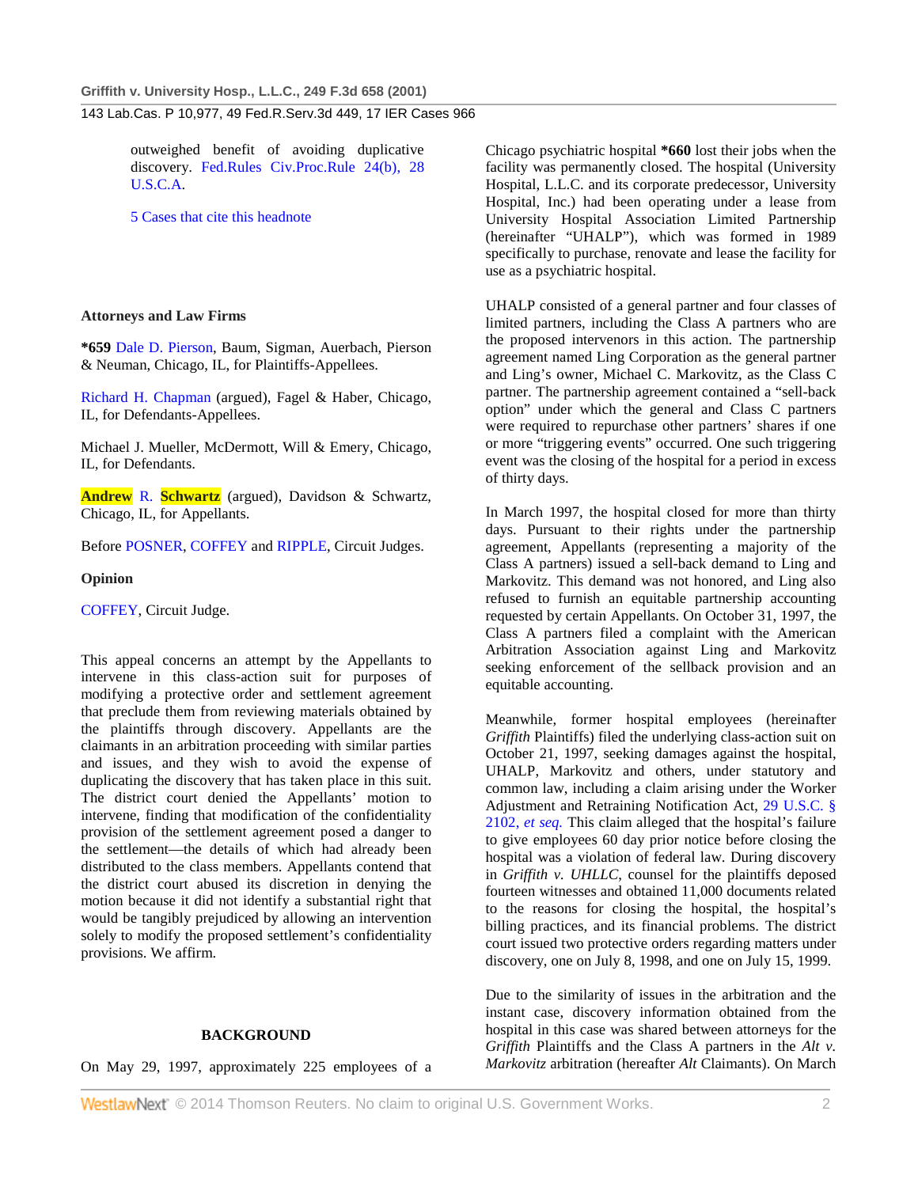outweighed benefit of avoiding duplicative discovery. Fed.Rules Civ.Proc.Rule 24(b), 28 U.S.C.A.

5 Cases that cite this headnote

### Attorneys and Law Firms

**\*659** Dale D. Pierson, Baum, Sigman, Auerbach, Pierson & Neuman, Chicago, IL, for Plaintiffs-Appellees.

Richard H. Chapman (argued), Fagel & Haber, Chicago, IL, for Defendants-Appellees.

Michael J. Mueller, McDermott, Will & Emery, Chicago, IL, for Defendants.

Andrew R. Schwartz (argued), Davidson & Schwartz, Chicago, IL, for Appellants.

Before POSNER, COFFEY and RIPPLE, Circuit Judges.

### Opinion

COFFEY, Circuit Judge.

This appeal concerns an attempt by the Appellants to intervene in this class-action suit for purposes of modifying a protective order and settlement agreement that preclude them from reviewing materials obtained by the plaintiffs through discovery. Appellants are the claimants in an arbitration proceeding with similar parties and issues, and they wish to avoid the expense of duplicating the discovery that has taken place in this suit. The district court denied the Appellants' motion to intervene, finding that modification of the confidentiality provision of the settlement agreement posed a danger to the settlement—the details of which had already been distributed to the class members. Appellants contend that the district court abused its discretion in denying the motion because it did not identify a substantial right that would be tangibly prejudiced by allowing an intervention solely to modify the proposed settlement's confidentiality provisions. We affirm.

### BACKGROUND

On May 29, 1997, approximately 225 employees of a Chicago psychiatric hospital **\*660** lost their jobs when the facility was permanently closed. The hospital (University Hospital, L.L.C. and its corporate predecessor, University Hospital, Inc.) had been operating under a lease from University Hospital Association Limited Partnership (hereinafter "UHALP"), which was formed in 1989 specifically to purchase, renovate and lease the facility for use as a psychiatric hospital.

UHALP consisted of a general partner and four classes of limited partners, including the Class A partners who are the proposed intervenors in this action. The partnership agreement named Ling Corporation as the general partner and Ling's owner, Michael C. Markovitz, as the Class C partner. The partnership agreement contained a "sell-back option" under which the general and Class C partners were required to repurchase other partners' shares if one or more "triggering events" occurred. One such triggering event was the closing of the hospital for a period in excess of thirty days.

In March 1997, the hospital closed for more than thirty days. Pursuant to their rights under the partnership agreement, Appellants (representing a majority of the Class A partners) issued a sell-back demand to Ling and Markovitz. This demand was not honored, and Ling also refused to furnish an equitable partnership accounting requested by certain Appellants. On October 31, 1997, the Class A partners filed a complaint with the American Arbitration Association against Ling and Markovitz seeking enforcement of the sellback provision and an equitable accounting.

Meanwhile, former hospital employees (hereinafter *Griffith* Plaintiffs) filed the underlying class-action suit on October 21, 1997, seeking damages against the hospital, UHALP, Markovitz and others, under statutory and common law, including a claim arising under the Worker Adjustment and Retraining Notification Act, 29 U.S.C. § 2102, *et seq.* This claim alleged that the hospital's failure to give employees 60 day prior notice before closing the hospital was a violation of federal law. During discovery in *Griffith v. UHLLC*, counsel for the plaintiffs deposed fourteen witnesses and obtained 11,000 documents related to the reasons for closing the hospital, the hospital's billing practices, and its financial problems. The district court issued two protective orders regarding matters under discovery, one on July 8, 1998, and one on July 15, 1999.

Due to the similarity of issues in the arbitration and the instant case, discovery information obtained from the hospital in this case was shared between attorneys for the *Griffith* Plaintiffs and the Class A partners in the *Alt v. Markovitz* arbitration (hereafter *Alt* Claimants). On March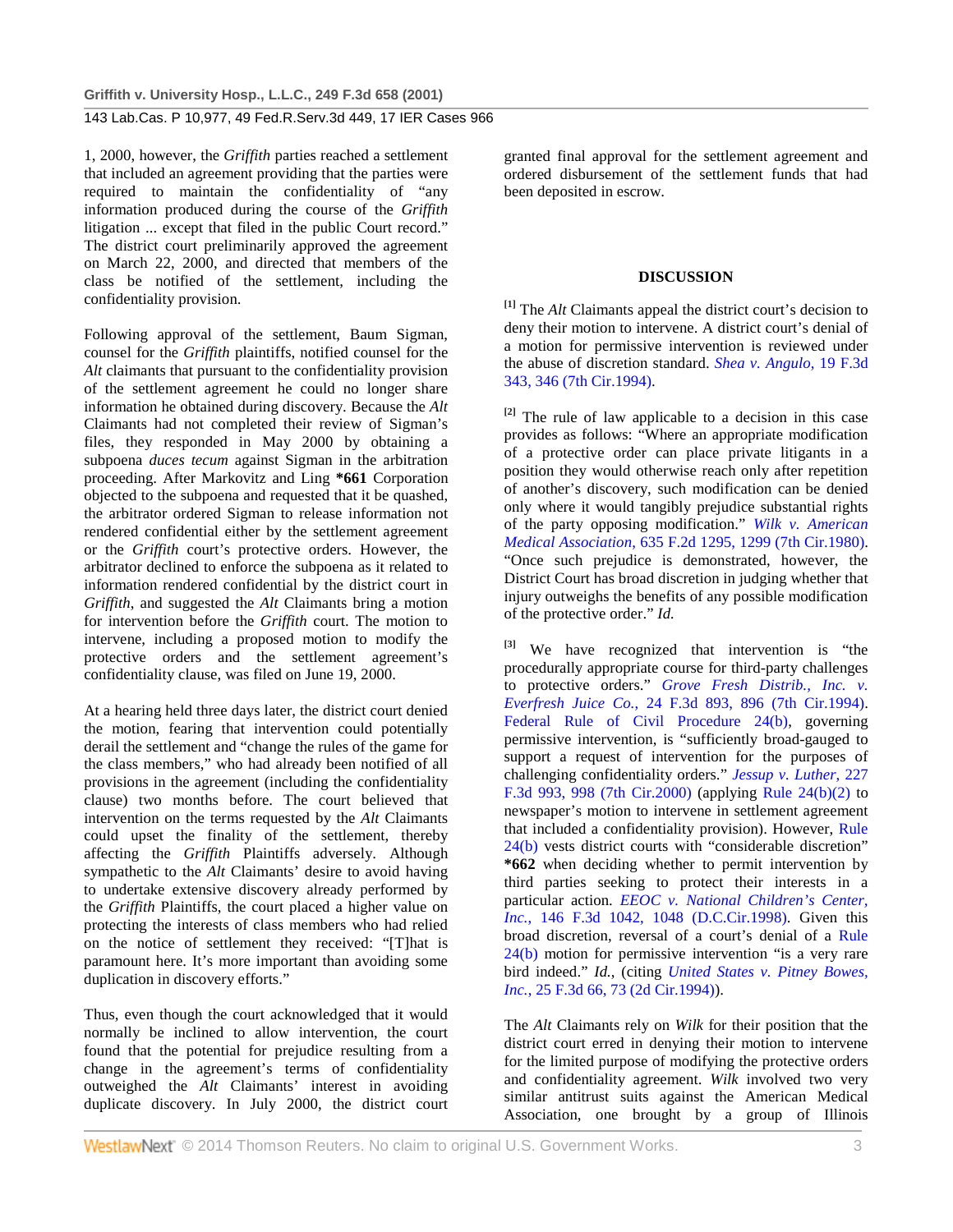1, 2000, however, the *Griffith* parties reached a settlement that included an agreement providing that the parties were required to maintain the confidentiality of "any information produced during the course of the *Griffith* litigation ... except that filed in the public Court record." The district court preliminarily approved the agreement on March 22, 2000, and directed that members of the class be notified of the settlement, including the confidentiality provision.

Following approval of the settlement, Baum Sigman, counsel for the *Griffith* plaintiffs, notified counsel for the *Alt* claimants that pursuant to the confidentiality provision of the settlement agreement he could no longer share information he obtained during discovery. Because the *Alt* Claimants had not completed their review of Sigman's files, they responded in May 2000 by obtaining a subpoena *duces tecum* against Sigman in the arbitration proceeding. After Markovitz and Ling **\*661** Corporation objected to the subpoena and requested that it be quashed, the arbitrator ordered Sigman to release information not rendered confidential either by the settlement agreement or the *Griffith* court's protective orders. However, the arbitrator declined to enforce the subpoena as it related to information rendered confidential by the district court in *Griffith*, and suggested the *Alt* Claimants bring a motion for intervention before the *Griffith* court. The motion to intervene, including a proposed motion to modify the protective orders and the settlement agreement's confidentiality clause, was filed on June 19, 2000.

At a hearing held three days later, the district court denied the motion, fearing that intervention could potentially derail the settlement and "change the rules of the game for the class members," who had already been notified of all provisions in the agreement (including the confidentiality clause) two months before. The court believed that intervention on the terms requested by the *Alt* Claimants could upset the finality of the settlement, thereby affecting the *Griffith* Plaintiffs adversely. Although sympathetic to the *Alt* Claimants' desire to avoid having to undertake extensive discovery already performed by the *Griffith* Plaintiffs, the court placed a higher value on protecting the interests of class members who had relied on the notice of settlement they received: "[T]hat is paramount here. It's more important than avoiding some duplication in discovery efforts."

Thus, even though the court acknowledged that it would normally be inclined to allow intervention, the court found that the potential for prejudice resulting from a change in the agreement's terms of confidentiality outweighed the *Alt* Claimants' interest in avoiding duplicate discovery. In July 2000, the district court granted final approval for the settlement agreement and ordered disbursement of the settlement funds that had been deposited in escrow.

## DISCUSSION

[1] The *Alt* Claimants appeal the district court's decision to deny their motion to intervene. A district court's denial of a motion for permissive intervention is reviewed under the abuse of discretion standard. *Shea v. Angulo*, 19 F.3d 343, 346 (7th Cir.1994).

[2] The rule of law applicable to a decision in this case provides as follows: "Where an appropriate modification of a protective order can place private litigants in a position they would otherwise reach only after repetition of another's discovery, such modification can be denied only where it would tangibly prejudice substantial rights of the party opposing modification." *Wilk v. American Medical Association*, 635 F.2d 1295, 1299 (7th Cir.1980). "Once such prejudice is demonstrated, however, the District Court has broad discretion in judging whether that injury outweighs the benefits of any possible modification of the protective order." *Id.*

[3] We have recognized that intervention is "the procedurally appropriate course for third-party challenges to protective orders." *Grove Fresh Distrib., Inc. v. Everfresh Juice Co.*, 24 F.3d 893, 896 (7th Cir.1994). Federal Rule of Civil Procedure 24(b), governing permissive intervention, is "sufficiently broad-gauged to support a request of intervention for the purposes of challenging confidentiality orders." *Jessup v. Luther*, 227 F.3d 993, 998 (7th Cir.2000) (applying Rule 24(b)(2) to newspaper's motion to intervene in settlement agreement that included a confidentiality provision). However, Rule 24(b) vests district courts with "considerable discretion" **\*662** when deciding whether to permit intervention by third parties seeking to protect their interests in a particular action. *EEOC v. National Children's Center, Inc.*, 146 F.3d 1042, 1048 (D.C.Cir.1998). Given this broad discretion, reversal of a court's denial of a Rule 24(b) motion for permissive intervention "is a very rare bird indeed." *Id.*, (citing *United States v. Pitney Bowes, Inc.*, 25 F.3d 66, 73 (2d Cir.1994)).

The *Alt* Claimants rely on *Wilk* for their position that the district court erred in denying their motion to intervene for the limited purpose of modifying the protective orders and confidentiality agreement. *Wilk* involved two very similar antitrust suits against the American Medical Association, one brought by a group of Illinois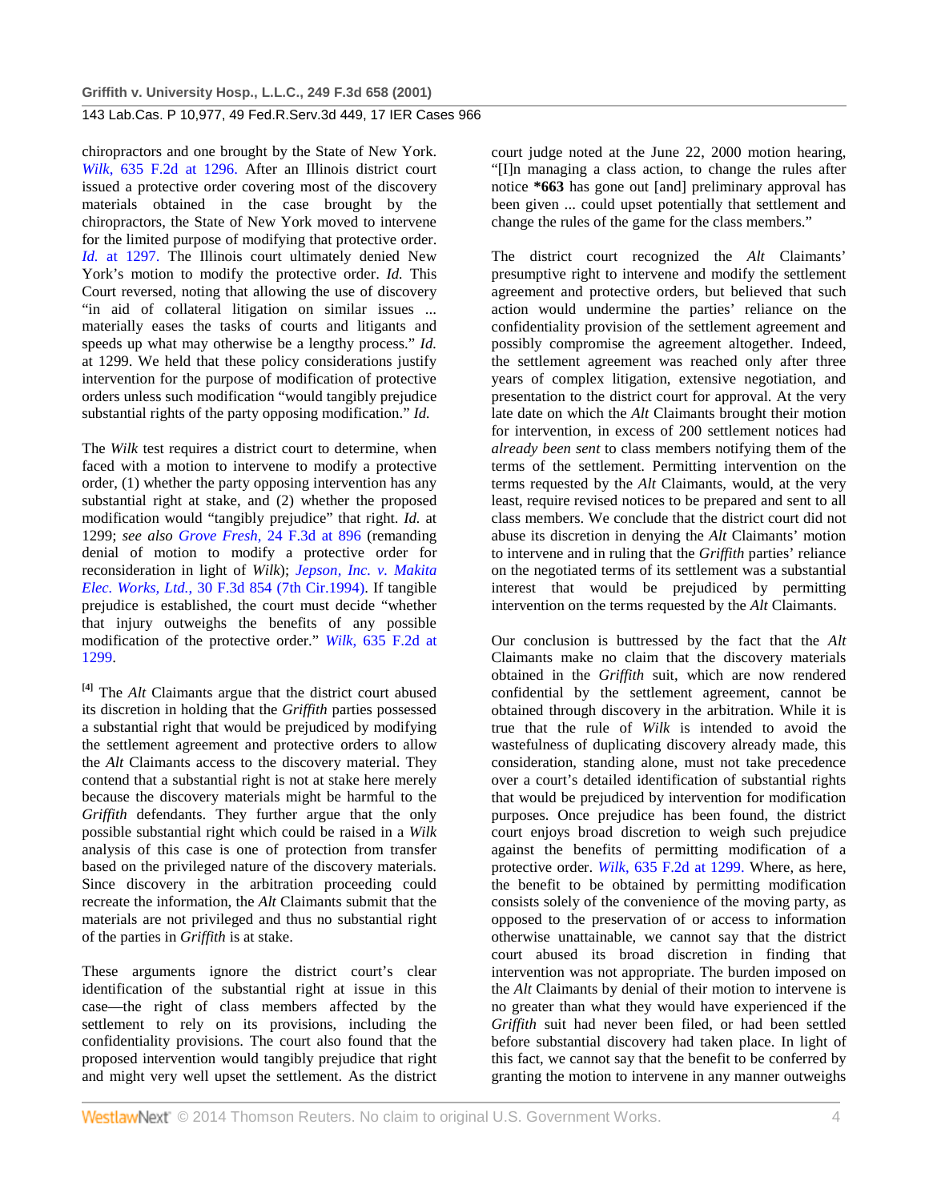chiropractors and one brought by the State of New York. *Wilk,* 635 F.2d at 1296. After an Illinois district court issued a protective order covering most of the discovery materials obtained in the case brought by the chiropractors, the State of New York moved to intervene for the limited purpose of modifying that protective order. *Id.* at 1297. The Illinois court ultimately denied New York's motion to modify the protective order. *Id.* This Court reversed, noting that allowing the use of discovery "in aid of collateral litigation on similar issues ... materially eases the tasks of courts and litigants and speeds up what may otherwise be a lengthy process." *Id.* at 1299. We held that these policy considerations justify intervention for the purpose of modification of protective orders unless such modification "would tangibly prejudice substantial rights of the party opposing modification." *Id.*

The *Wilk* test requires a district court to determine, when faced with a motion to intervene to modify a protective order, (1) whether the party opposing intervention has any substantial right at stake, and (2) whether the proposed modification would "tangibly prejudice" that right. *Id.* at 1299; *see also Grove Fresh,* 24 F.3d at 896 (remanding denial of motion to modify a protective order for reconsideration in light of *Wilk*); *Jepson, Inc. v. Makita Elec. Works, Ltd.,* 30 F.3d 854 (7th Cir.1994). If tangible prejudice is established, the court must decide "whether that injury outweighs the benefits of any possible modification of the protective order." *Wilk,* 635 F.2d at 1299.

[4] The *Alt* Claimants argue that the district court abused its discretion in holding that the *Griffith* parties possessed a substantial right that would be prejudiced by modifying the settlement agreement and protective orders to allow the *Alt* Claimants access to the discovery material. They contend that a substantial right is not at stake here merely because the discovery materials might be harmful to the *Griffith* defendants. They further argue that the only possible substantial right which could be raised in a *Wilk* analysis of this case is one of protection from transfer based on the privileged nature of the discovery materials. Since discovery in the arbitration proceeding could recreate the information, the *Alt* Claimants submit that the materials are not privileged and thus no substantial right of the parties in *Griffith* is at stake.

These arguments ignore the district court's clear identification of the substantial right at issue in this case—the right of class members affected by the settlement to rely on its provisions, including the confidentiality provisions. The court also found that the proposed intervention would tangibly prejudice that right and might very well upset the settlement. As the district court judge noted at the June 22, 2000 motion hearing, "[I]n managing a class action, to change the rules after notice **\*663** has gone out [and] preliminary approval has been given ... could upset potentially that settlement and change the rules of the game for the class members."

The district court recognized the *Alt* Claimants' presumptive right to intervene and modify the settlement agreement and protective orders, but believed that such action would undermine the parties' reliance on the confidentiality provision of the settlement agreement and possibly compromise the agreement altogether. Indeed, the settlement agreement was reached only after three years of complex litigation, extensive negotiation, and presentation to the district court for approval. At the very late date on which the *Alt* Claimants brought their motion for intervention, in excess of 200 settlement notices had *already been sent* to class members notifying them of the terms of the settlement. Permitting intervention on the terms requested by the *Alt* Claimants, would, at the very least, require revised notices to be prepared and sent to all class members. We conclude that the district court did not abuse its discretion in denying the *Alt* Claimants' motion to intervene and in ruling that the *Griffith* parties' reliance on the negotiated terms of its settlement was a substantial interest that would be prejudiced by permitting intervention on the terms requested by the *Alt* Claimants.

Our conclusion is buttressed by the fact that the *Alt* Claimants make no claim that the discovery materials obtained in the *Griffith* suit, which are now rendered confidential by the settlement agreement, cannot be obtained through discovery in the arbitration. While it is true that the rule of *Wilk* is intended to avoid the wastefulness of duplicating discovery already made, this consideration, standing alone, must not take precedence over a court's detailed identification of substantial rights that would be prejudiced by intervention for modification purposes. Once prejudice has been found, the district court enjoys broad discretion to weigh such prejudice against the benefits of permitting modification of a protective order. *Wilk,* 635 F.2d at 1299. Where, as here, the benefit to be obtained by permitting modification consists solely of the convenience of the moving party, as opposed to the preservation of or access to information otherwise unattainable, we cannot say that the district court abused its broad discretion in finding that intervention was not appropriate. The burden imposed on the *Alt* Claimants by denial of their motion to intervene is no greater than what they would have experienced if the *Griffith* suit had never been filed, or had been settled before substantial discovery had taken place. In light of this fact, we cannot say that the benefit to be conferred by granting the motion to intervene in any manner outweighs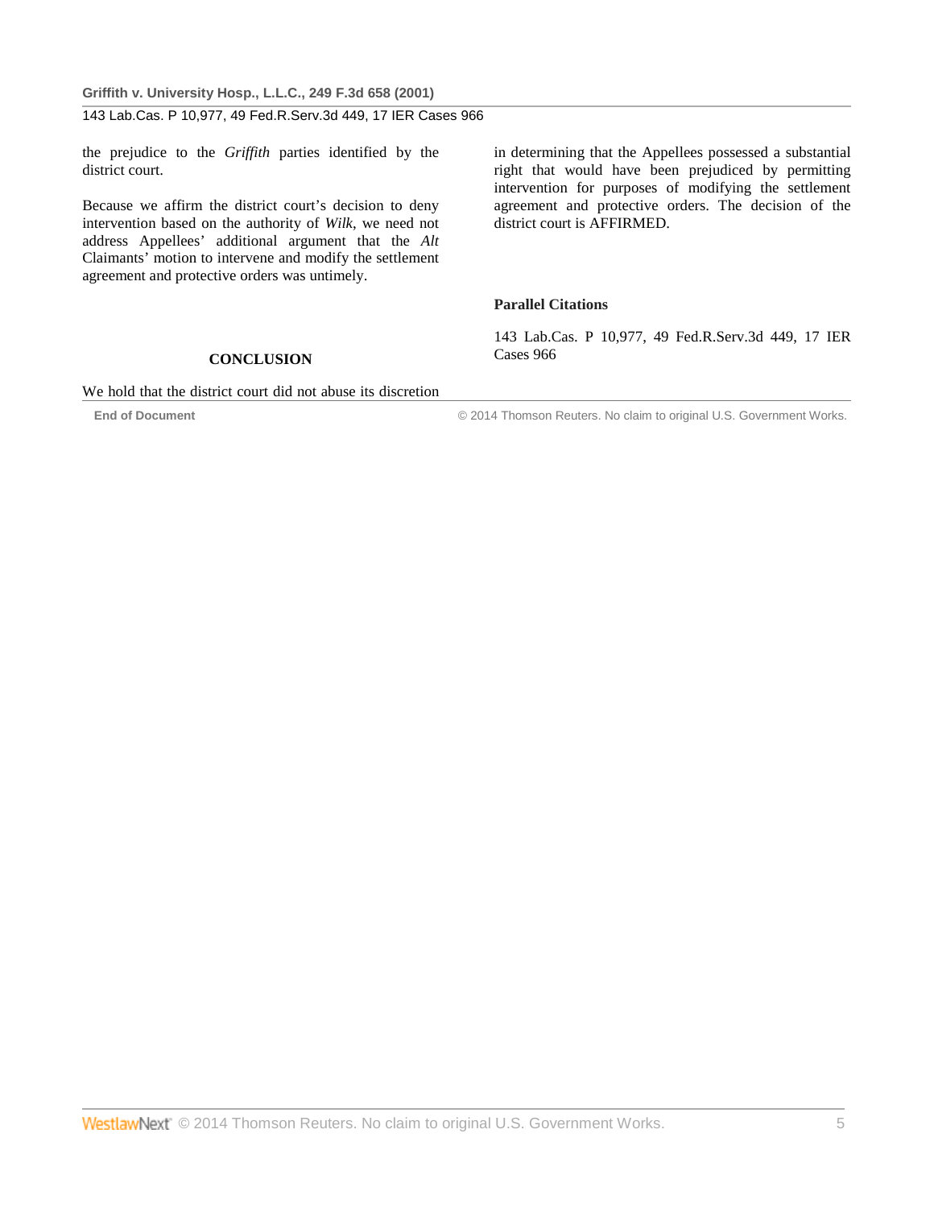the prejudice to the *Griffith* parties identified by the district court.

Because we affirm the district court's decision to deny intervention based on the authority of *Wilk*, we need not address Appellees' additional argument that the *Alt* Claimants' motion to intervene and modify the settlement agreement and protective orders was untimely.

## CONCLUSION

We hold that the district court did not abuse its discretion in determining that the Appellees possessed a substantial right that would have been prejudiced by permitting intervention for purposes of modifying the settlement agreement and protective orders. The decision of the district court is AFFIRMED.

### Parallel Citations

143 Lab.Cas. P 10,977, 49 Fed.R.Serv.3d 449, 17 IER Cases 966

End of Document

© 2014 Thomson Reuters. No claim to original U.S. Government Works.